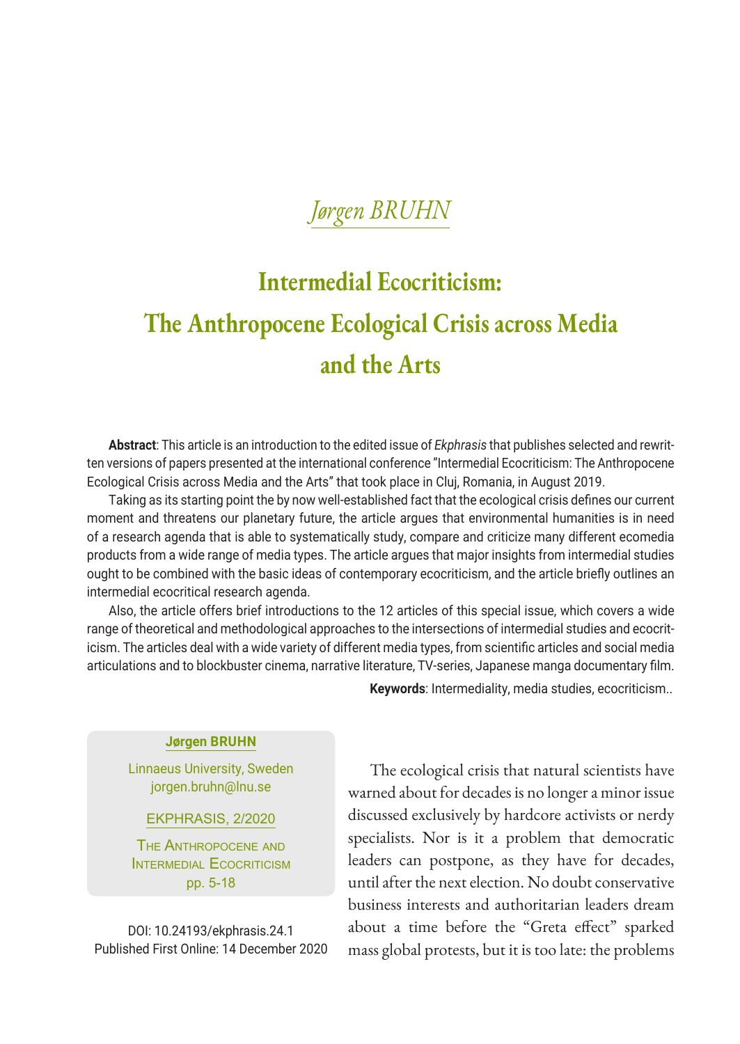*Jørgen BRUHN*

# Intermedial Ecocriticism: The Anthropocene Ecological Crisis across Media and the Arts

**Abstract**: This article is an introduction to the edited issue of *Ekphrasis* that publishes selected and rewritten versions of papers presented at the international conference "Intermedial Ecocriticism: The Anthropocene Ecological Crisis across Media and the Arts" that took place in Cluj, Romania, in August 2019.

Taking as its starting point the by now well-established fact that the ecological crisis defines our current moment and threatens our planetary future, the article argues that environmental humanities is in need of a research agenda that is able to systematically study, compare and criticize many different ecomedia products from a wide range of media types. The article argues that major insights from intermedial studies ought to be combined with the basic ideas of contemporary ecocriticism, and the article briefly outlines an intermedial ecocritical research agenda.

Also, the article offers brief introductions to the 12 articles of this special issue, which covers a wide range of theoretical and methodological approaches to the intersections of intermedial studies and ecocriticism. The articles deal with a wide variety of different media types, from scientific articles and social media articulations and to blockbuster cinema, narrative literature, TV-series, Japanese manga documentary film.

**Keywords**: Intermediality, media studies, ecocriticism..

**Jørgen BRUHN**

Linnaeus University, Sweden
jorgen.bruhn@lnu.se

EKPHRASIS, 2/2020

The Anthropocene and Intermedial Ecocriticism
pp. 5-18

DOI: 10.24193/ekphrasis.24.1
Published First Online: 14 December 2020

The ecological crisis that natural scientists have warned about for decades is no longer a minor issue discussed exclusively by hardcore activists or nerdy specialists. Nor is it a problem that democratic leaders can postpone, as they have for decades, until after the next election. No doubt conservative business interests and authoritarian leaders dream about a time before the "Greta effect" sparked mass global protests, but it is too late: the problems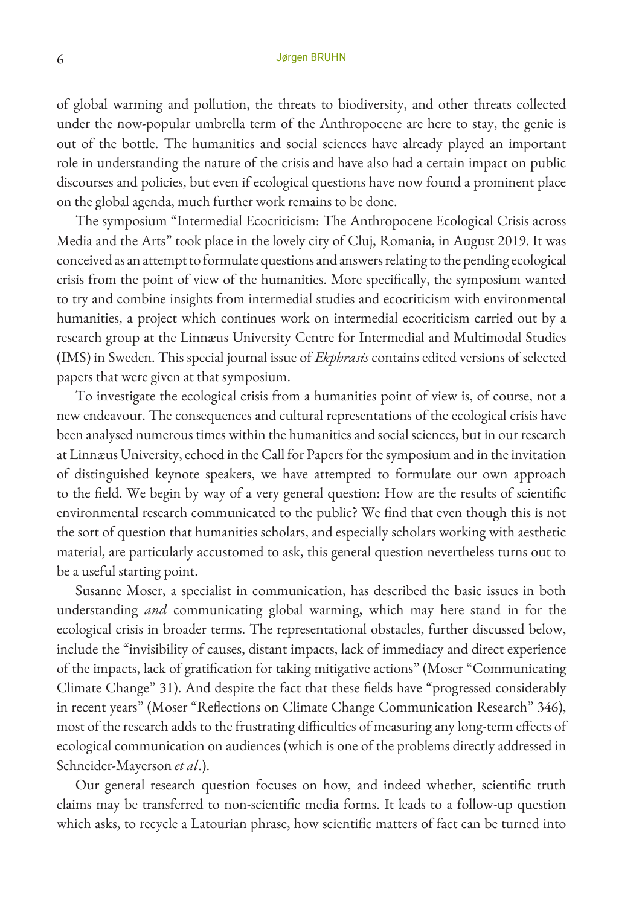of global warming and pollution, the threats to biodiversity, and other threats collected under the now-popular umbrella term of the Anthropocene are here to stay, the genie is out of the bottle. The humanities and social sciences have already played an important role in understanding the nature of the crisis and have also had a certain impact on public discourses and policies, but even if ecological questions have now found a prominent place on the global agenda, much further work remains to be done.

The symposium "Intermedial Ecocriticism: The Anthropocene Ecological Crisis across Media and the Arts" took place in the lovely city of Cluj, Romania, in August 2019. It was conceived as an attempt to formulate questions and answers relating to the pending ecological crisis from the point of view of the humanities. More specifically, the symposium wanted to try and combine insights from intermedial studies and ecocriticism with environmental humanities, a project which continues work on intermedial ecocriticism carried out by a research group at the Linnæus University Centre for Intermedial and Multimodal Studies (IMS) in Sweden. This special journal issue of *Ekphrasis* contains edited versions of selected papers that were given at that symposium.

To investigate the ecological crisis from a humanities point of view is, of course, not a new endeavour. The consequences and cultural representations of the ecological crisis have been analysed numerous times within the humanities and social sciences, but in our research at Linnæus University, echoed in the Call for Papers for the symposium and in the invitation of distinguished keynote speakers, we have attempted to formulate our own approach to the field. We begin by way of a very general question: How are the results of scientific environmental research communicated to the public? We find that even though this is not the sort of question that humanities scholars, and especially scholars working with aesthetic material, are particularly accustomed to ask, this general question nevertheless turns out to be a useful starting point.

Susanne Moser, a specialist in communication, has described the basic issues in both understanding *and* communicating global warming, which may here stand in for the ecological crisis in broader terms. The representational obstacles, further discussed below, include the "invisibility of causes, distant impacts, lack of immediacy and direct experience of the impacts, lack of gratification for taking mitigative actions" (Moser "Communicating Climate Change" 31). And despite the fact that these fields have "progressed considerably in recent years" (Moser "Reflections on Climate Change Communication Research" 346), most of the research adds to the frustrating difficulties of measuring any long-term effects of ecological communication on audiences (which is one of the problems directly addressed in Schneider-Mayerson *et al.*).

Our general research question focuses on how, and indeed whether, scientific truth claims may be transferred to non-scientific media forms. It leads to a follow-up question which asks, to recycle a Latourian phrase, how scientific matters of fact can be turned into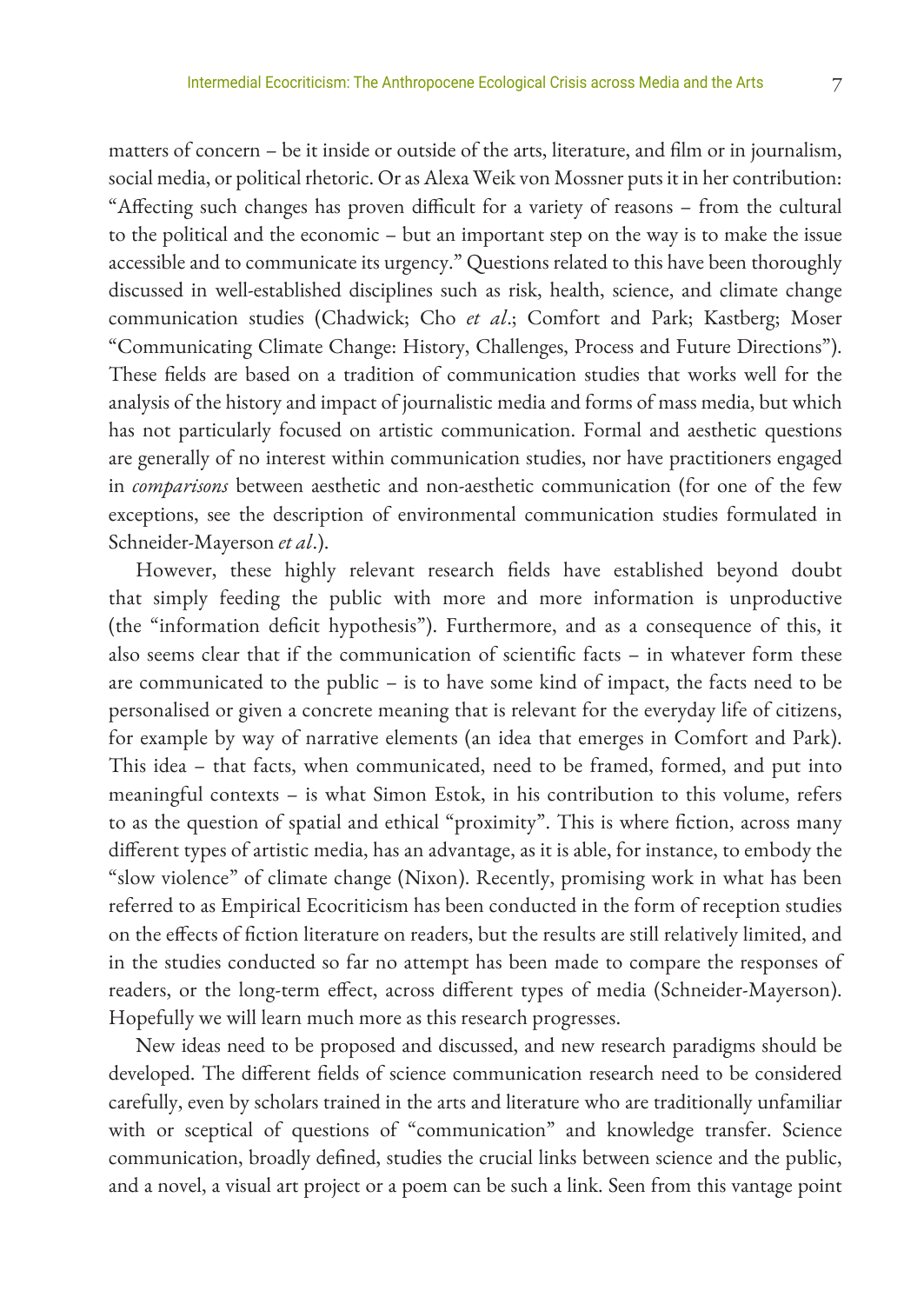matters of concern – be it inside or outside of the arts, literature, and film or in journalism, social media, or political rhetoric. Or as Alexa Weik von Mossner puts it in her contribution: "Affecting such changes has proven difficult for a variety of reasons – from the cultural to the political and the economic – but an important step on the way is to make the issue accessible and to communicate its urgency." Questions related to this have been thoroughly discussed in well-established disciplines such as risk, health, science, and climate change communication studies (Chadwick; Cho *et al*.; Comfort and Park; Kastberg; Moser "Communicating Climate Change: History, Challenges, Process and Future Directions"). These fields are based on a tradition of communication studies that works well for the analysis of the history and impact of journalistic media and forms of mass media, but which has not particularly focused on artistic communication. Formal and aesthetic questions are generally of no interest within communication studies, nor have practitioners engaged in *comparisons* between aesthetic and non-aesthetic communication (for one of the few exceptions, see the description of environmental communication studies formulated in Schneider-Mayerson *et al*.).

However, these highly relevant research fields have established beyond doubt that simply feeding the public with more and more information is unproductive (the "information deficit hypothesis"). Furthermore, and as a consequence of this, it also seems clear that if the communication of scientific facts – in whatever form these are communicated to the public – is to have some kind of impact, the facts need to be personalised or given a concrete meaning that is relevant for the everyday life of citizens, for example by way of narrative elements (an idea that emerges in Comfort and Park). This idea – that facts, when communicated, need to be framed, formed, and put into meaningful contexts – is what Simon Estok, in his contribution to this volume, refers to as the question of spatial and ethical "proximity". This is where fiction, across many different types of artistic media, has an advantage, as it is able, for instance, to embody the "slow violence" of climate change (Nixon). Recently, promising work in what has been referred to as Empirical Ecocriticism has been conducted in the form of reception studies on the effects of fiction literature on readers, but the results are still relatively limited, and in the studies conducted so far no attempt has been made to compare the responses of readers, or the long-term effect, across different types of media (Schneider-Mayerson). Hopefully we will learn much more as this research progresses.

New ideas need to be proposed and discussed, and new research paradigms should be developed. The different fields of science communication research need to be considered carefully, even by scholars trained in the arts and literature who are traditionally unfamiliar with or sceptical of questions of "communication" and knowledge transfer. Science communication, broadly defined, studies the crucial links between science and the public, and a novel, a visual art project or a poem can be such a link. Seen from this vantage point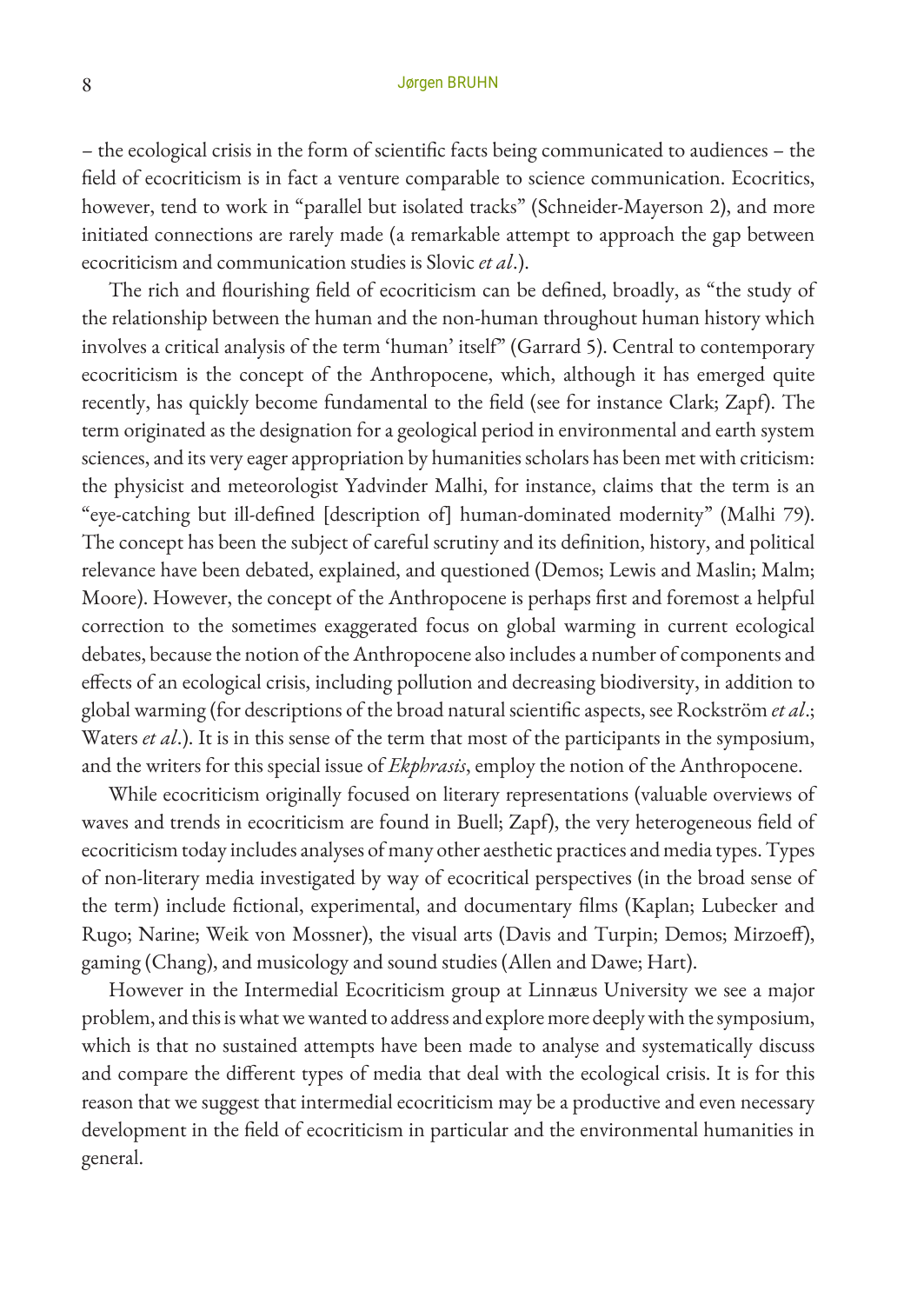– the ecological crisis in the form of scientific facts being communicated to audiences – the field of ecocriticism is in fact a venture comparable to science communication. Ecocritics, however, tend to work in "parallel but isolated tracks" (Schneider-Mayerson 2), and more initiated connections are rarely made (a remarkable attempt to approach the gap between ecocriticism and communication studies is Slovic *et al*.).

The rich and flourishing field of ecocriticism can be defined, broadly, as "the study of the relationship between the human and the non-human throughout human history which involves a critical analysis of the term 'human' itself" (Garrard 5). Central to contemporary ecocriticism is the concept of the Anthropocene, which, although it has emerged quite recently, has quickly become fundamental to the field (see for instance Clark; Zapf). The term originated as the designation for a geological period in environmental and earth system sciences, and its very eager appropriation by humanities scholars has been met with criticism: the physicist and meteorologist Yadvinder Malhi, for instance, claims that the term is an "eye-catching but ill-defined [description of] human-dominated modernity" (Malhi 79). The concept has been the subject of careful scrutiny and its definition, history, and political relevance have been debated, explained, and questioned (Demos; Lewis and Maslin; Malm; Moore). However, the concept of the Anthropocene is perhaps first and foremost a helpful correction to the sometimes exaggerated focus on global warming in current ecological debates, because the notion of the Anthropocene also includes a number of components and effects of an ecological crisis, including pollution and decreasing biodiversity, in addition to global warming (for descriptions of the broad natural scientific aspects, see Rockström *et al*.; Waters *et al*.). It is in this sense of the term that most of the participants in the symposium, and the writers for this special issue of *Ekphrasis*, employ the notion of the Anthropocene.

While ecocriticism originally focused on literary representations (valuable overviews of waves and trends in ecocriticism are found in Buell; Zapf), the very heterogeneous field of ecocriticism today includes analyses of many other aesthetic practices and media types. Types of non-literary media investigated by way of ecocritical perspectives (in the broad sense of the term) include fictional, experimental, and documentary films (Kaplan; Lubecker and Rugo; Narine; Weik von Mossner), the visual arts (Davis and Turpin; Demos; Mirzoeff), gaming (Chang), and musicology and sound studies (Allen and Dawe; Hart).

However in the Intermedial Ecocriticism group at Linnæus University we see a major problem, and this is what we wanted to address and explore more deeply with the symposium, which is that no sustained attempts have been made to analyse and systematically discuss and compare the different types of media that deal with the ecological crisis. It is for this reason that we suggest that intermedial ecocriticism may be a productive and even necessary development in the field of ecocriticism in particular and the environmental humanities in general.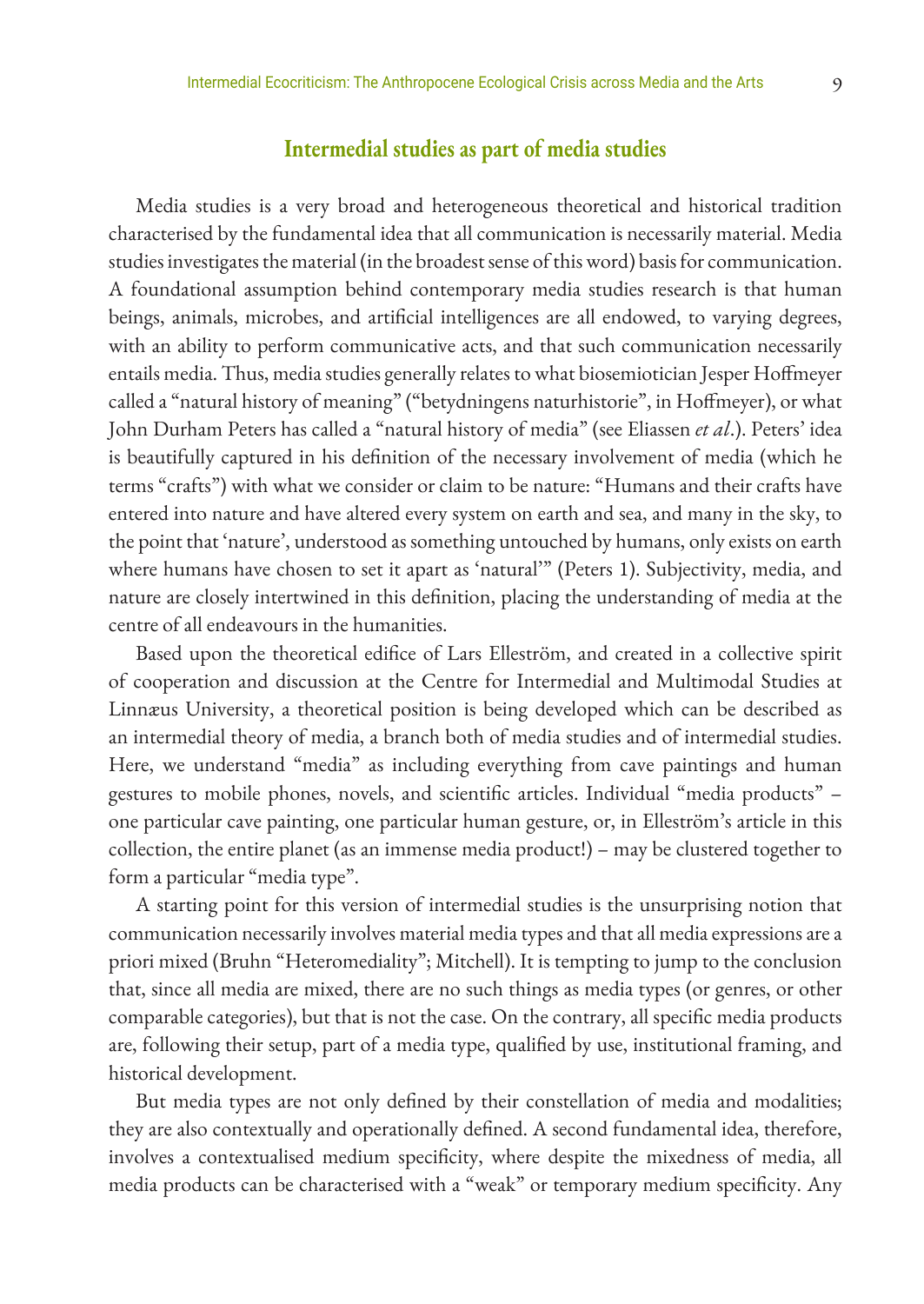## Intermedial studies as part of media studies

Media studies is a very broad and heterogeneous theoretical and historical tradition characterised by the fundamental idea that all communication is necessarily material. Media studies investigates the material (in the broadest sense of this word) basis for communication. A foundational assumption behind contemporary media studies research is that human beings, animals, microbes, and artificial intelligences are all endowed, to varying degrees, with an ability to perform communicative acts, and that such communication necessarily entails media. Thus, media studies generally relates to what biosemiotician Jesper Hoffmeyer called a "natural history of meaning" ("betydningens naturhistorie", in Hoffmeyer), or what John Durham Peters has called a "natural history of media" (see Eliassen *et al*.). Peters' idea is beautifully captured in his definition of the necessary involvement of media (which he terms "crafts") with what we consider or claim to be nature: "Humans and their crafts have entered into nature and have altered every system on earth and sea, and many in the sky, to the point that 'nature', understood as something untouched by humans, only exists on earth where humans have chosen to set it apart as 'natural'" (Peters 1). Subjectivity, media, and nature are closely intertwined in this definition, placing the understanding of media at the centre of all endeavours in the humanities.

Based upon the theoretical edifice of Lars Elleström, and created in a collective spirit of cooperation and discussion at the Centre for Intermedial and Multimodal Studies at Linnæus University, a theoretical position is being developed which can be described as an intermedial theory of media, a branch both of media studies and of intermedial studies. Here, we understand "media" as including everything from cave paintings and human gestures to mobile phones, novels, and scientific articles. Individual "media products" – one particular cave painting, one particular human gesture, or, in Elleström's article in this collection, the entire planet (as an immense media product!) – may be clustered together to form a particular "media type".

A starting point for this version of intermedial studies is the unsurprising notion that communication necessarily involves material media types and that all media expressions are a priori mixed (Bruhn "Heteromediality"; Mitchell). It is tempting to jump to the conclusion that, since all media are mixed, there are no such things as media types (or genres, or other comparable categories), but that is not the case. On the contrary, all specific media products are, following their setup, part of a media type, qualified by use, institutional framing, and historical development.

But media types are not only defined by their constellation of media and modalities; they are also contextually and operationally defined. A second fundamental idea, therefore, involves a contextualised medium specificity, where despite the mixedness of media, all media products can be characterised with a "weak" or temporary medium specificity. Any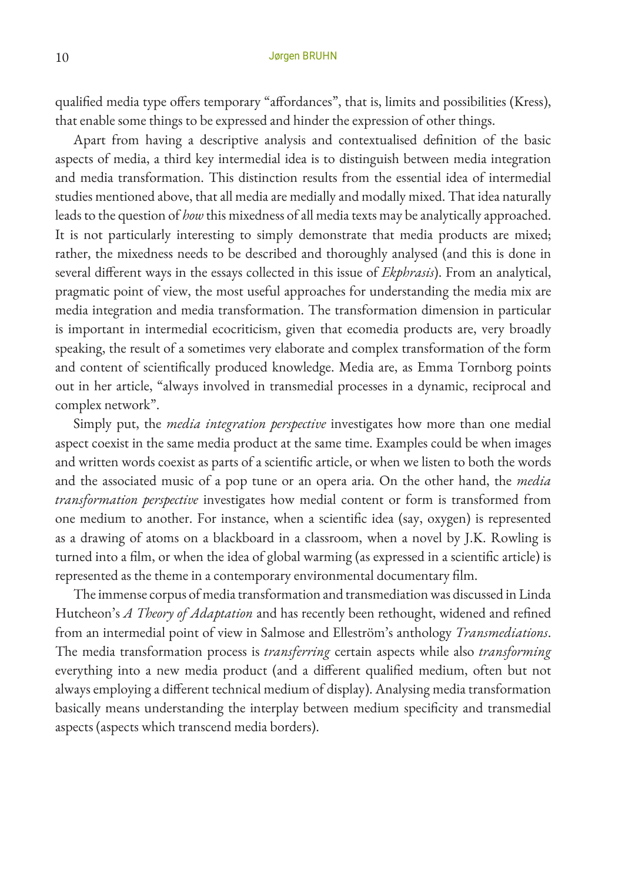qualified media type offers temporary "affordances", that is, limits and possibilities (Kress), that enable some things to be expressed and hinder the expression of other things.

Apart from having a descriptive analysis and contextualised definition of the basic aspects of media, a third key intermedial idea is to distinguish between media integration and media transformation. This distinction results from the essential idea of intermedial studies mentioned above, that all media are medially and modally mixed. That idea naturally leads to the question of *how* this mixedness of all media texts may be analytically approached. It is not particularly interesting to simply demonstrate that media products are mixed; rather, the mixedness needs to be described and thoroughly analysed (and this is done in several different ways in the essays collected in this issue of *Ekphrasis*). From an analytical, pragmatic point of view, the most useful approaches for understanding the media mix are media integration and media transformation. The transformation dimension in particular is important in intermedial ecocriticism, given that ecomedia products are, very broadly speaking, the result of a sometimes very elaborate and complex transformation of the form and content of scientifically produced knowledge. Media are, as Emma Tornborg points out in her article, "always involved in transmedial processes in a dynamic, reciprocal and complex network".

Simply put, the *media integration perspective* investigates how more than one medial aspect coexist in the same media product at the same time. Examples could be when images and written words coexist as parts of a scientific article, or when we listen to both the words and the associated music of a pop tune or an opera aria. On the other hand, the *media transformation perspective* investigates how medial content or form is transformed from one medium to another. For instance, when a scientific idea (say, oxygen) is represented as a drawing of atoms on a blackboard in a classroom, when a novel by J.K. Rowling is turned into a film, or when the idea of global warming (as expressed in a scientific article) is represented as the theme in a contemporary environmental documentary film.

The immense corpus of media transformation and transmediation was discussed in Linda Hutcheon's *A Theory of Adaptation* and has recently been rethought, widened and refined from an intermedial point of view in Salmose and Elleström's anthology *Transmediations*. The media transformation process is *transferring* certain aspects while also *transforming* everything into a new media product (and a different qualified medium, often but not always employing a different technical medium of display). Analysing media transformation basically means understanding the interplay between medium specificity and transmedial aspects (aspects which transcend media borders).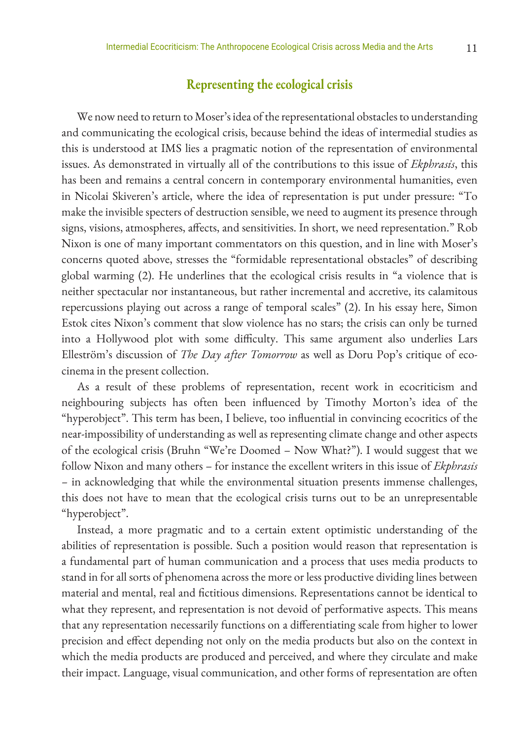## Representing the ecological crisis

We now need to return to Moser's idea of the representational obstacles to understanding and communicating the ecological crisis, because behind the ideas of intermedial studies as this is understood at IMS lies a pragmatic notion of the representation of environmental issues. As demonstrated in virtually all of the contributions to this issue of *Ekphrasis*, this has been and remains a central concern in contemporary environmental humanities, even in Nicolai Skiveren's article, where the idea of representation is put under pressure: "To make the invisible specters of destruction sensible, we need to augment its presence through signs, visions, atmospheres, affects, and sensitivities. In short, we need representation." Rob Nixon is one of many important commentators on this question, and in line with Moser's concerns quoted above, stresses the "formidable representational obstacles" of describing global warming (2). He underlines that the ecological crisis results in "a violence that is neither spectacular nor instantaneous, but rather incremental and accretive, its calamitous repercussions playing out across a range of temporal scales" (2). In his essay here, Simon Estok cites Nixon's comment that slow violence has no stars; the crisis can only be turned into a Hollywood plot with some difficulty. This same argument also underlies Lars Elleström's discussion of *The Day after Tomorrow* as well as Doru Pop's critique of eco-cinema in the present collection.

As a result of these problems of representation, recent work in ecocriticism and neighbouring subjects has often been influenced by Timothy Morton's idea of the "hyperobject". This term has been, I believe, too influential in convincing ecocritics of the near-impossibility of understanding as well as representing climate change and other aspects of the ecological crisis (Bruhn "We're Doomed – Now What?"). I would suggest that we follow Nixon and many others – for instance the excellent writers in this issue of *Ekphrasis* – in acknowledging that while the environmental situation presents immense challenges, this does not have to mean that the ecological crisis turns out to be an unrepresentable "hyperobject".

Instead, a more pragmatic and to a certain extent optimistic understanding of the abilities of representation is possible. Such a position would reason that representation is a fundamental part of human communication and a process that uses media products to stand in for all sorts of phenomena across the more or less productive dividing lines between material and mental, real and fictitious dimensions. Representations cannot be identical to what they represent, and representation is not devoid of performative aspects. This means that any representation necessarily functions on a differentiating scale from higher to lower precision and effect depending not only on the media products but also on the context in which the media products are produced and perceived, and where they circulate and make their impact. Language, visual communication, and other forms of representation are often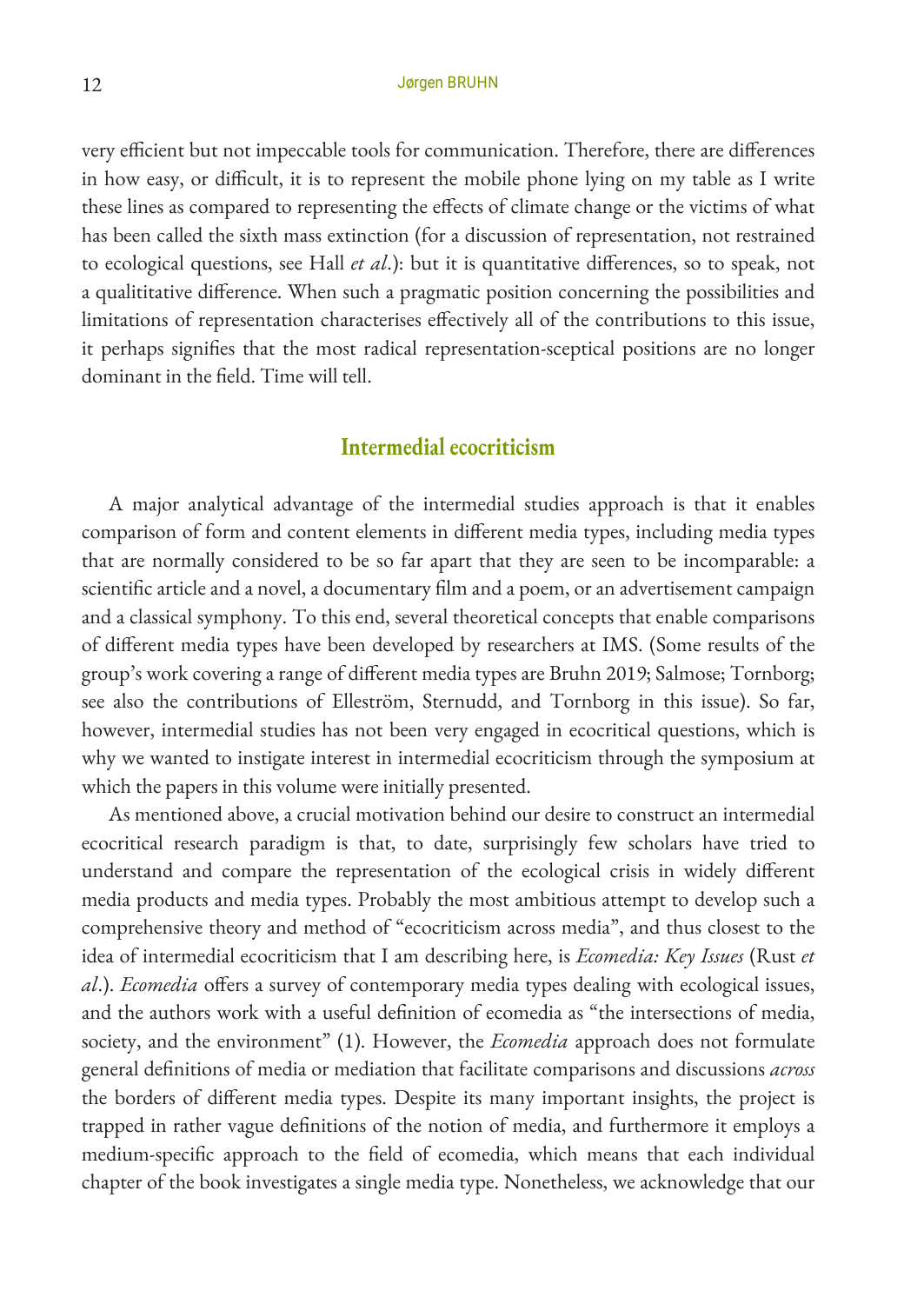very efficient but not impeccable tools for communication. Therefore, there are differences in how easy, or difficult, it is to represent the mobile phone lying on my table as I write these lines as compared to representing the effects of climate change or the victims of what has been called the sixth mass extinction (for a discussion of representation, not restrained to ecological questions, see Hall *et al*.): but it is quantitative differences, so to speak, not a qualititative difference. When such a pragmatic position concerning the possibilities and limitations of representation characterises effectively all of the contributions to this issue, it perhaps signifies that the most radical representation-sceptical positions are no longer dominant in the field. Time will tell.

## Intermedial ecocriticism

A major analytical advantage of the intermedial studies approach is that it enables comparison of form and content elements in different media types, including media types that are normally considered to be so far apart that they are seen to be incomparable: a scientific article and a novel, a documentary film and a poem, or an advertisement campaign and a classical symphony. To this end, several theoretical concepts that enable comparisons of different media types have been developed by researchers at IMS. (Some results of the group's work covering a range of different media types are Bruhn 2019; Salmose; Tornborg; see also the contributions of Elleström, Sternudd, and Tornborg in this issue). So far, however, intermedial studies has not been very engaged in ecocritical questions, which is why we wanted to instigate interest in intermedial ecocriticism through the symposium at which the papers in this volume were initially presented.

As mentioned above, a crucial motivation behind our desire to construct an intermedial ecocritical research paradigm is that, to date, surprisingly few scholars have tried to understand and compare the representation of the ecological crisis in widely different media products and media types. Probably the most ambitious attempt to develop such a comprehensive theory and method of "ecocriticism across media", and thus closest to the idea of intermedial ecocriticism that I am describing here, is *Ecomedia: Key Issues* (Rust *et al*.). *Ecomedia* offers a survey of contemporary media types dealing with ecological issues, and the authors work with a useful definition of ecomedia as "the intersections of media, society, and the environment" (1). However, the *Ecomedia* approach does not formulate general definitions of media or mediation that facilitate comparisons and discussions *across* the borders of different media types. Despite its many important insights, the project is trapped in rather vague definitions of the notion of media, and furthermore it employs a medium-specific approach to the field of ecomedia, which means that each individual chapter of the book investigates a single media type. Nonetheless, we acknowledge that our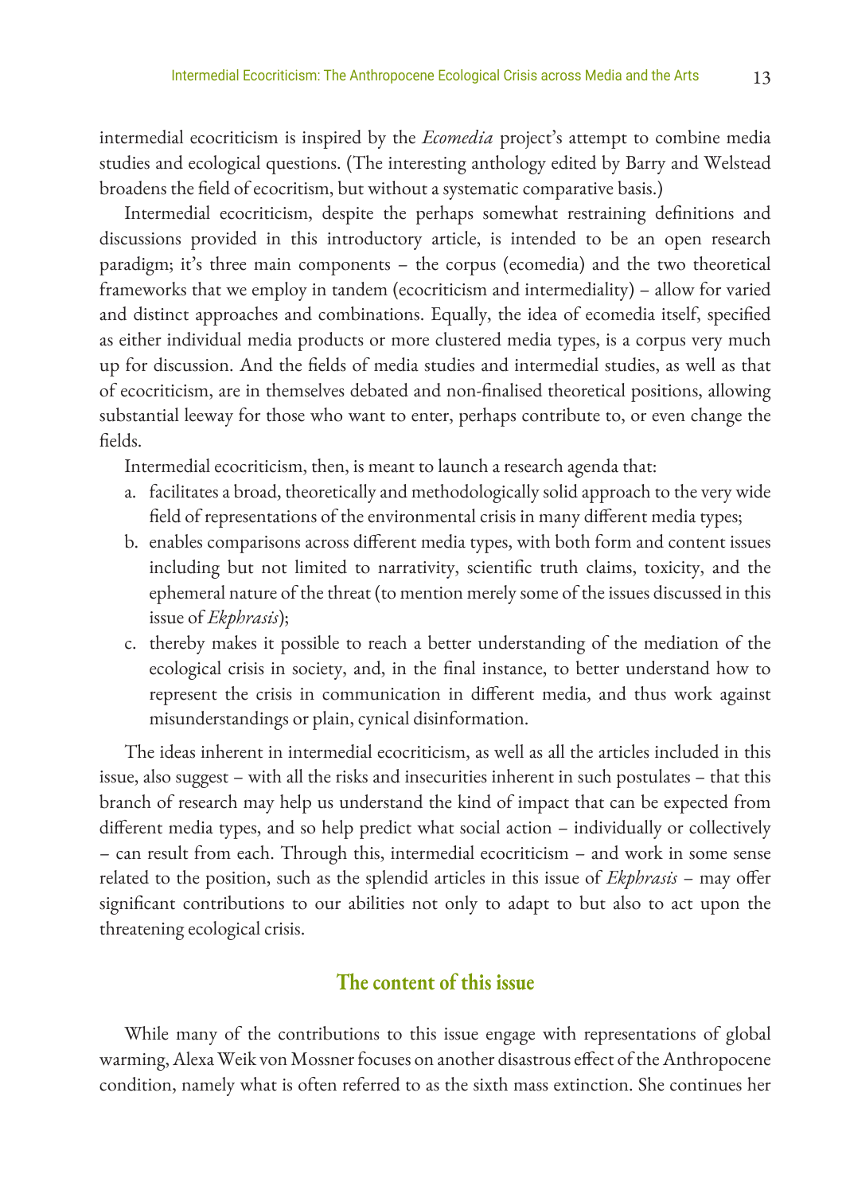intermedial ecocriticism is inspired by the *Ecomedia* project's attempt to combine media studies and ecological questions. (The interesting anthology edited by Barry and Welstead broadens the field of ecocritism, but without a systematic comparative basis.)

Intermedial ecocriticism, despite the perhaps somewhat restraining definitions and discussions provided in this introductory article, is intended to be an open research paradigm; it's three main components – the corpus (ecomedia) and the two theoretical frameworks that we employ in tandem (ecocriticism and intermediality) – allow for varied and distinct approaches and combinations. Equally, the idea of ecomedia itself, specified as either individual media products or more clustered media types, is a corpus very much up for discussion. And the fields of media studies and intermedial studies, as well as that of ecocriticism, are in themselves debated and non-finalised theoretical positions, allowing substantial leeway for those who want to enter, perhaps contribute to, or even change the fields.

Intermedial ecocriticism, then, is meant to launch a research agenda that:

a. facilitates a broad, theoretically and methodologically solid approach to the very wide field of representations of the environmental crisis in many different media types;
b. enables comparisons across different media types, with both form and content issues including but not limited to narrativity, scientific truth claims, toxicity, and the ephemeral nature of the threat (to mention merely some of the issues discussed in this issue of *Ekphrasis*);
c. thereby makes it possible to reach a better understanding of the mediation of the ecological crisis in society, and, in the final instance, to better understand how to represent the crisis in communication in different media, and thus work against misunderstandings or plain, cynical disinformation.

The ideas inherent in intermedial ecocriticism, as well as all the articles included in this issue, also suggest – with all the risks and insecurities inherent in such postulates – that this branch of research may help us understand the kind of impact that can be expected from different media types, and so help predict what social action – individually or collectively – can result from each. Through this, intermedial ecocriticism – and work in some sense related to the position, such as the splendid articles in this issue of *Ekphrasis* – may offer significant contributions to our abilities not only to adapt to but also to act upon the threatening ecological crisis.

## The content of this issue

While many of the contributions to this issue engage with representations of global warming, Alexa Weik von Mossner focuses on another disastrous effect of the Anthropocene condition, namely what is often referred to as the sixth mass extinction. She continues her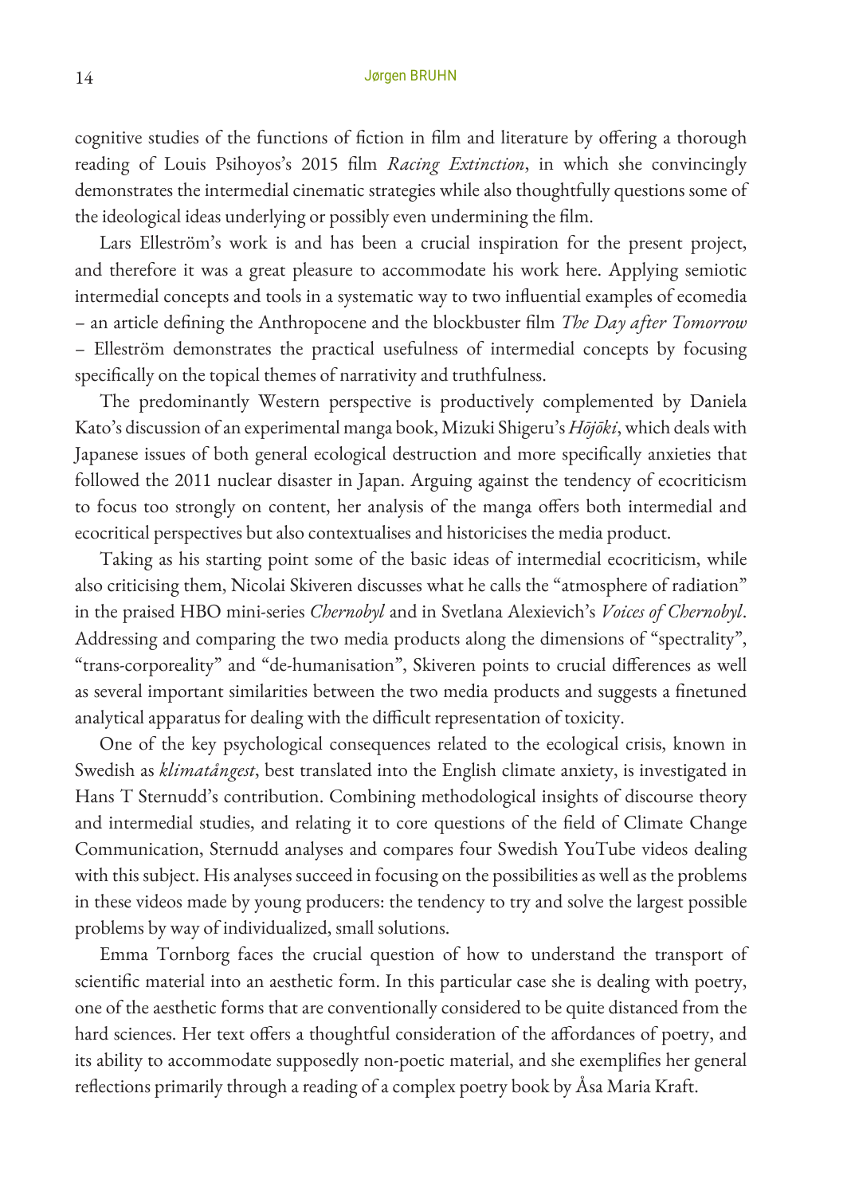cognitive studies of the functions of fiction in film and literature by offering a thorough reading of Louis Psihoyos's 2015 film *Racing Extinction*, in which she convincingly demonstrates the intermedial cinematic strategies while also thoughtfully questions some of the ideological ideas underlying or possibly even undermining the film.

Lars Elleström's work is and has been a crucial inspiration for the present project, and therefore it was a great pleasure to accommodate his work here. Applying semiotic intermedial concepts and tools in a systematic way to two influential examples of ecomedia – an article defining the Anthropocene and the blockbuster film *The Day after Tomorrow* – Elleström demonstrates the practical usefulness of intermedial concepts by focusing specifically on the topical themes of narrativity and truthfulness.

The predominantly Western perspective is productively complemented by Daniela Kato's discussion of an experimental manga book, Mizuki Shigeru's *Hōjōki*, which deals with Japanese issues of both general ecological destruction and more specifically anxieties that followed the 2011 nuclear disaster in Japan. Arguing against the tendency of ecocriticism to focus too strongly on content, her analysis of the manga offers both intermedial and ecocritical perspectives but also contextualises and historicises the media product.

Taking as his starting point some of the basic ideas of intermedial ecocriticism, while also criticising them, Nicolai Skiveren discusses what he calls the "atmosphere of radiation" in the praised HBO mini-series *Chernobyl* and in Svetlana Alexievich's *Voices of Chernobyl*. Addressing and comparing the two media products along the dimensions of "spectrality", "trans-corporeality" and "de-humanisation", Skiveren points to crucial differences as well as several important similarities between the two media products and suggests a finetuned analytical apparatus for dealing with the difficult representation of toxicity.

One of the key psychological consequences related to the ecological crisis, known in Swedish as *klimatångest*, best translated into the English climate anxiety, is investigated in Hans T Sternudd's contribution. Combining methodological insights of discourse theory and intermedial studies, and relating it to core questions of the field of Climate Change Communication, Sternudd analyses and compares four Swedish YouTube videos dealing with this subject. His analyses succeed in focusing on the possibilities as well as the problems in these videos made by young producers: the tendency to try and solve the largest possible problems by way of individualized, small solutions.

Emma Tornborg faces the crucial question of how to understand the transport of scientific material into an aesthetic form. In this particular case she is dealing with poetry, one of the aesthetic forms that are conventionally considered to be quite distanced from the hard sciences. Her text offers a thoughtful consideration of the affordances of poetry, and its ability to accommodate supposedly non-poetic material, and she exemplifies her general reflections primarily through a reading of a complex poetry book by Åsa Maria Kraft.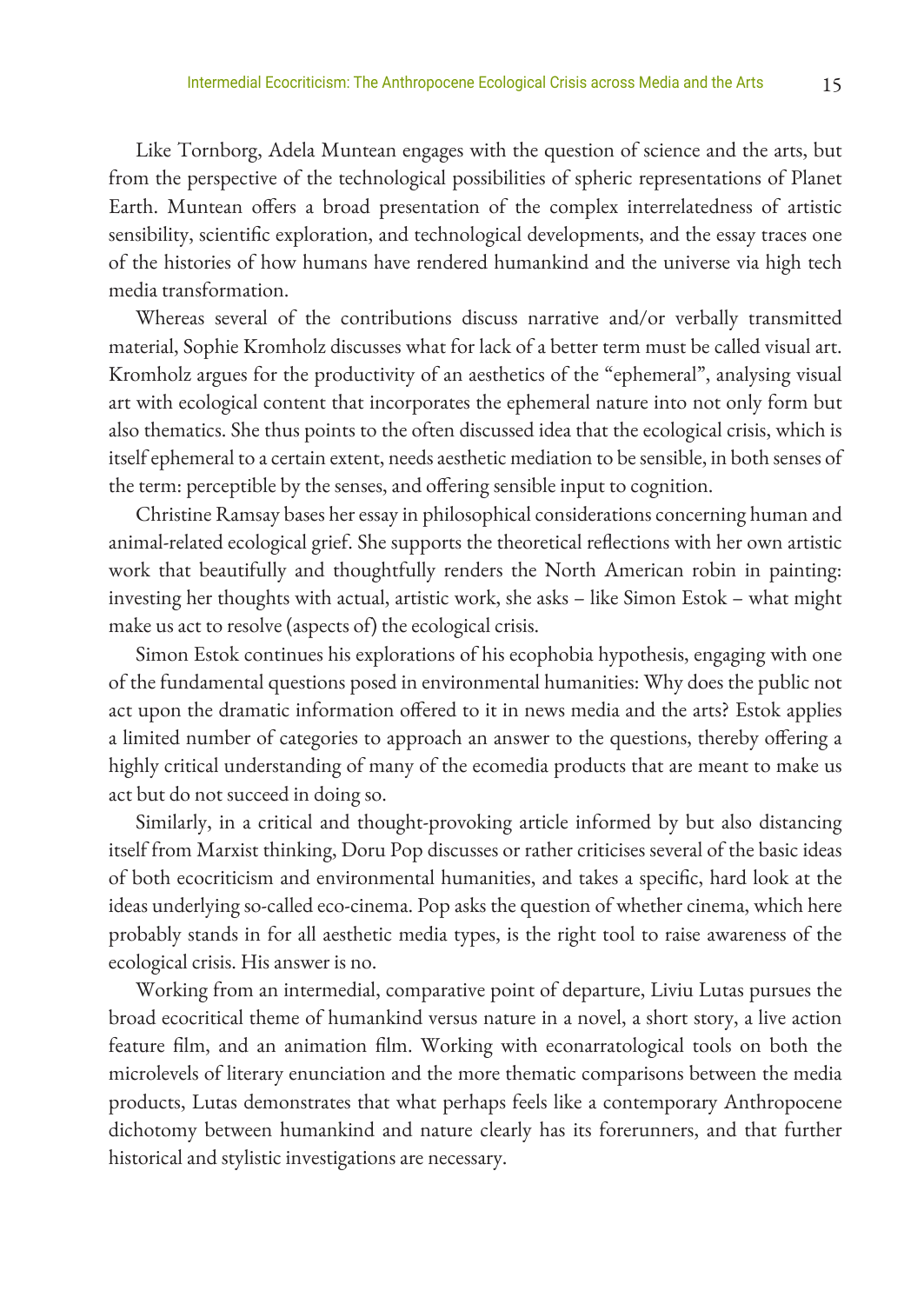Like Tornborg, Adela Muntean engages with the question of science and the arts, but from the perspective of the technological possibilities of spheric representations of Planet Earth. Muntean offers a broad presentation of the complex interrelatedness of artistic sensibility, scientific exploration, and technological developments, and the essay traces one of the histories of how humans have rendered humankind and the universe via high tech media transformation.

Whereas several of the contributions discuss narrative and/or verbally transmitted material, Sophie Kromholz discusses what for lack of a better term must be called visual art. Kromholz argues for the productivity of an aesthetics of the "ephemeral", analysing visual art with ecological content that incorporates the ephemeral nature into not only form but also thematics. She thus points to the often discussed idea that the ecological crisis, which is itself ephemeral to a certain extent, needs aesthetic mediation to be sensible, in both senses of the term: perceptible by the senses, and offering sensible input to cognition.

Christine Ramsay bases her essay in philosophical considerations concerning human and animal-related ecological grief. She supports the theoretical reflections with her own artistic work that beautifully and thoughtfully renders the North American robin in painting: investing her thoughts with actual, artistic work, she asks – like Simon Estok – what might make us act to resolve (aspects of) the ecological crisis.

Simon Estok continues his explorations of his ecophobia hypothesis, engaging with one of the fundamental questions posed in environmental humanities: Why does the public not act upon the dramatic information offered to it in news media and the arts? Estok applies a limited number of categories to approach an answer to the questions, thereby offering a highly critical understanding of many of the ecomedia products that are meant to make us act but do not succeed in doing so.

Similarly, in a critical and thought-provoking article informed by but also distancing itself from Marxist thinking, Doru Pop discusses or rather criticises several of the basic ideas of both ecocriticism and environmental humanities, and takes a specific, hard look at the ideas underlying so-called eco-cinema. Pop asks the question of whether cinema, which here probably stands in for all aesthetic media types, is the right tool to raise awareness of the ecological crisis. His answer is no.

Working from an intermedial, comparative point of departure, Liviu Lutas pursues the broad ecocritical theme of humankind versus nature in a novel, a short story, a live action feature film, and an animation film. Working with econarratological tools on both the microlevels of literary enunciation and the more thematic comparisons between the media products, Lutas demonstrates that what perhaps feels like a contemporary Anthropocene dichotomy between humankind and nature clearly has its forerunners, and that further historical and stylistic investigations are necessary.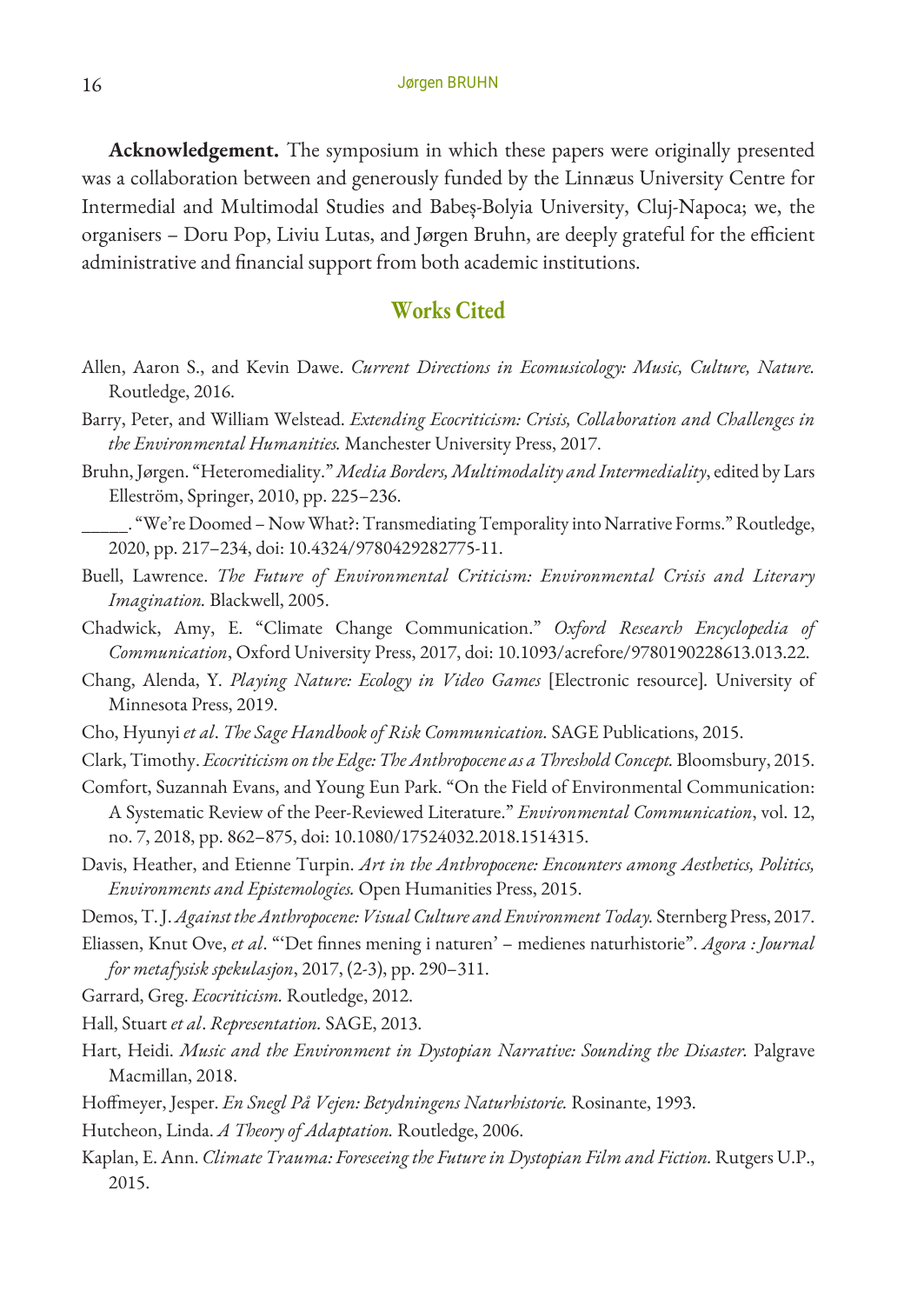**Acknowledgement.** The symposium in which these papers were originally presented was a collaboration between and generously funded by the Linnæus University Centre for Intermedial and Multimodal Studies and Babeș-Bolyia University, Cluj-Napoca; we, the organisers – Doru Pop, Liviu Lutas, and Jørgen Bruhn, are deeply grateful for the efficient administrative and financial support from both academic institutions.

## Works Cited

Allen, Aaron S., and Kevin Dawe. *Current Directions in Ecomusicology: Music, Culture, Nature.* Routledge, 2016.

Barry, Peter, and William Welstead. *Extending Ecocriticism: Crisis, Collaboration and Challenges in the Environmental Humanities.* Manchester University Press, 2017.

Bruhn, Jørgen. "Heteromediality." *Media Borders, Multimodality and Intermediality*, edited by Lars Elleström, Springer, 2010, pp. 225–236.

_____. "We're Doomed – Now What?: Transmediating Temporality into Narrative Forms." Routledge, 2020, pp. 217–234, doi: 10.4324/9780429282775-11.

Buell, Lawrence. *The Future of Environmental Criticism: Environmental Crisis and Literary Imagination.* Blackwell, 2005.

Chadwick, Amy, E. "Climate Change Communication." *Oxford Research Encyclopedia of Communication*, Oxford University Press, 2017, doi: 10.1093/acrefore/9780190228613.013.22.

Chang, Alenda, Y. *Playing Nature: Ecology in Video Games* [Electronic resource]. University of Minnesota Press, 2019.

Cho, Hyunyi *et al*. *The Sage Handbook of Risk Communication.* SAGE Publications, 2015.

Clark, Timothy. *Ecocriticism on the Edge: The Anthropocene as a Threshold Concept.* Bloomsbury, 2015.

Comfort, Suzannah Evans, and Young Eun Park. "On the Field of Environmental Communication: A Systematic Review of the Peer-Reviewed Literature." *Environmental Communication*, vol. 12, no. 7, 2018, pp. 862–875, doi: 10.1080/17524032.2018.1514315.

Davis, Heather, and Etienne Turpin. *Art in the Anthropocene: Encounters among Aesthetics, Politics, Environments and Epistemologies.* Open Humanities Press, 2015.

Demos, T. J. *Against the Anthropocene: Visual Culture and Environment Today.* Sternberg Press, 2017.

Eliassen, Knut Ove, *et al*. "'Det finnes mening i naturen' – medienes naturhistorie". *Agora : Journal for metafysisk spekulasjon*, 2017, (2-3), pp. 290–311.

Garrard, Greg. *Ecocriticism.* Routledge, 2012.

Hall, Stuart *et al*. *Representation.* SAGE, 2013.

Hart, Heidi. *Music and the Environment in Dystopian Narrative: Sounding the Disaster.* Palgrave Macmillan, 2018.

Hoffmeyer, Jesper. *En Snegl På Vejen: Betydningens Naturhistorie.* Rosinante, 1993.

Hutcheon, Linda. *A Theory of Adaptation.* Routledge, 2006.

Kaplan, E. Ann. *Climate Trauma: Foreseeing the Future in Dystopian Film and Fiction.* Rutgers U.P., 2015.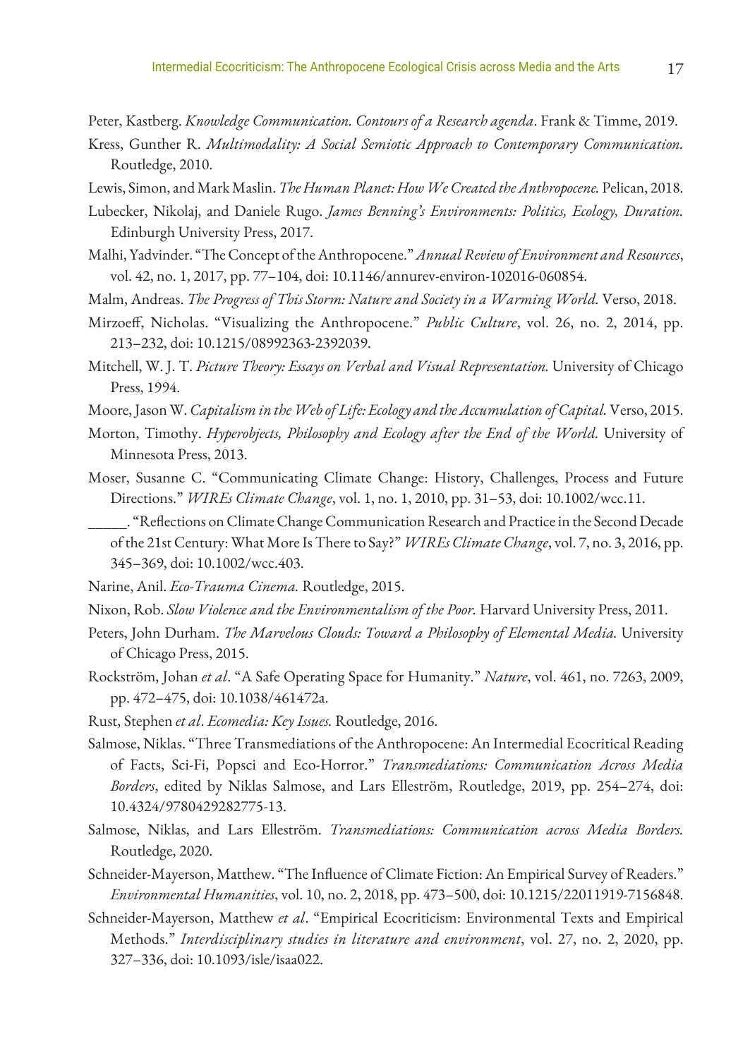Peter, Kastberg. *Knowledge Communication. Contours of a Research agenda*. Frank & Timme, 2019.

Kress, Gunther R. *Multimodality: A Social Semiotic Approach to Contemporary Communication.* Routledge, 2010.

Lewis, Simon, and Mark Maslin. *The Human Planet: How We Created the Anthropocene.* Pelican, 2018.

Lubecker, Nikolaj, and Daniele Rugo. *James Benning's Environments: Politics, Ecology, Duration.* Edinburgh University Press, 2017.

Malhi, Yadvinder. "The Concept of the Anthropocene." *Annual Review of Environment and Resources*, vol. 42, no. 1, 2017, pp. 77–104, doi: 10.1146/annurev-environ-102016-060854.

Malm, Andreas. *The Progress of This Storm: Nature and Society in a Warming World.* Verso, 2018.

Mirzoeff, Nicholas. "Visualizing the Anthropocene." *Public Culture*, vol. 26, no. 2, 2014, pp. 213–232, doi: 10.1215/08992363-2392039.

Mitchell, W. J. T. *Picture Theory: Essays on Verbal and Visual Representation.* University of Chicago Press, 1994.

Moore, Jason W. *Capitalism in the Web of Life: Ecology and the Accumulation of Capital.* Verso, 2015.

Morton, Timothy. *Hyperobjects, Philosophy and Ecology after the End of the World.* University of Minnesota Press, 2013.

Moser, Susanne C. "Communicating Climate Change: History, Challenges, Process and Future Directions." *WIREs Climate Change*, vol. 1, no. 1, 2010, pp. 31–53, doi: 10.1002/wcc.11.

_____. "Reflections on Climate Change Communication Research and Practice in the Second Decade of the 21st Century: What More Is There to Say?" *WIREs Climate Change*, vol. 7, no. 3, 2016, pp. 345–369, doi: 10.1002/wcc.403.

Narine, Anil. *Eco-Trauma Cinema.* Routledge, 2015.

Nixon, Rob. *Slow Violence and the Environmentalism of the Poor.* Harvard University Press, 2011.

Peters, John Durham. *The Marvelous Clouds: Toward a Philosophy of Elemental Media.* University of Chicago Press, 2015.

Rockström, Johan *et al*. "A Safe Operating Space for Humanity." *Nature*, vol. 461, no. 7263, 2009, pp. 472–475, doi: 10.1038/461472a.

Rust, Stephen *et al*. *Ecomedia: Key Issues.* Routledge, 2016.

Salmose, Niklas. "Three Transmediations of the Anthropocene: An Intermedial Ecocritical Reading of Facts, Sci-Fi, Popsci and Eco-Horror." *Transmediations: Communication Across Media Borders*, edited by Niklas Salmose, and Lars Elleström, Routledge, 2019, pp. 254–274, doi: 10.4324/9780429282775-13.

Salmose, Niklas, and Lars Elleström. *Transmediations: Communication across Media Borders.* Routledge, 2020.

Schneider-Mayerson, Matthew. "The Influence of Climate Fiction: An Empirical Survey of Readers." *Environmental Humanities*, vol. 10, no. 2, 2018, pp. 473–500, doi: 10.1215/22011919-7156848.

Schneider-Mayerson, Matthew *et al*. "Empirical Ecocriticism: Environmental Texts and Empirical Methods." *Interdisciplinary studies in literature and environment*, vol. 27, no. 2, 2020, pp. 327–336, doi: 10.1093/isle/isaa022.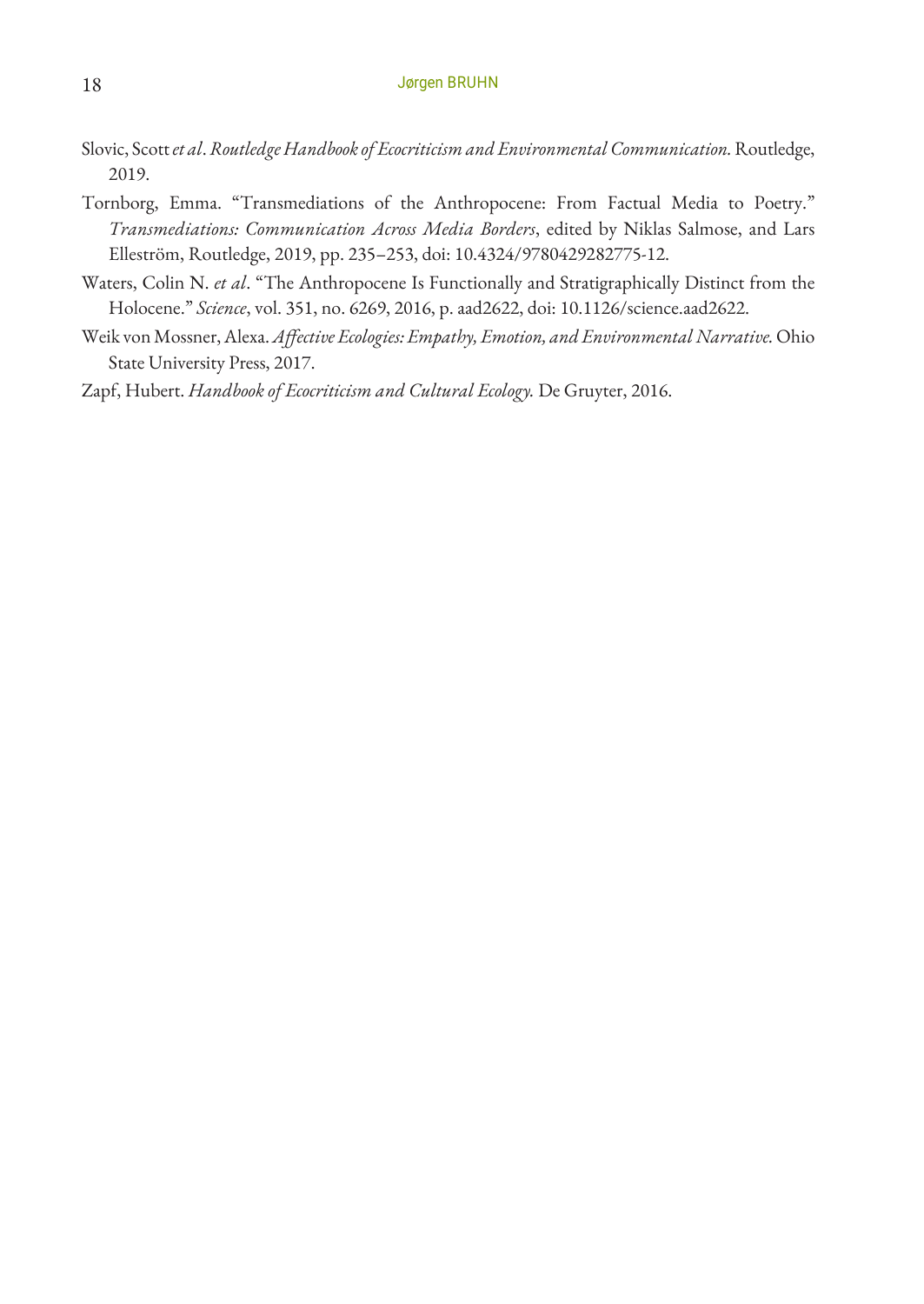Slovic, Scott *et al*. *Routledge Handbook of Ecocriticism and Environmental Communication*. Routledge, 2019.

Tornborg, Emma. "Transmediations of the Anthropocene: From Factual Media to Poetry." *Transmediations: Communication Across Media Borders*, edited by Niklas Salmose, and Lars Elleström, Routledge, 2019, pp. 235–253, doi: 10.4324/9780429282775-12.

Waters, Colin N. *et al*. "The Anthropocene Is Functionally and Stratigraphically Distinct from the Holocene." *Science*, vol. 351, no. 6269, 2016, p. aad2622, doi: 10.1126/science.aad2622.

Weik von Mossner, Alexa. *Affective Ecologies: Empathy, Emotion, and Environmental Narrative.* Ohio State University Press, 2017.

Zapf, Hubert. *Handbook of Ecocriticism and Cultural Ecology.* De Gruyter, 2016.